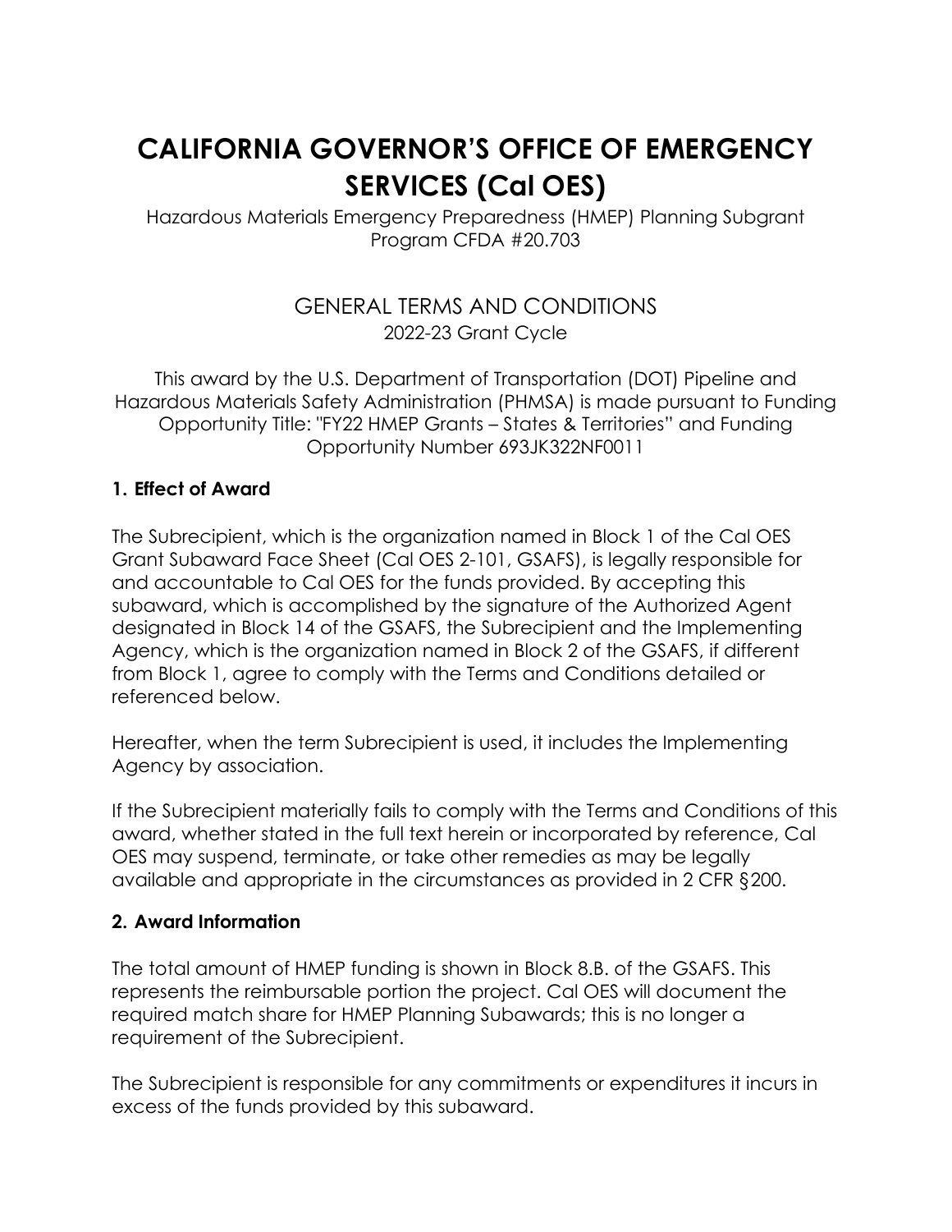# CALIFORNIA GOVERNOR'S OFFICE OF EMERGENCY SERVICES (Cal OES)

Hazardous Materials Emergency Preparedness (HMEP) Planning Subgrant Program CFDA #20.703

## GENERAL TERMS AND CONDITIONS

2022-23 Grant Cycle

This award by the U.S. Department of Transportation (DOT) Pipeline and Hazardous Materials Safety Administration (PHMSA) is made pursuant to Funding Opportunity Title: "FY22 HMEP Grants – States & Territories" and Funding Opportunity Number 693JK322NF0011

### 1. Effect of Award

The Subrecipient, which is the organization named in Block 1 of the Cal OES Grant Subaward Face Sheet (Cal OES 2-101, GSAFS), is legally responsible for and accountable to Cal OES for the funds provided. By accepting this subaward, which is accomplished by the signature of the Authorized Agent designated in Block 14 of the GSAFS, the Subrecipient and the Implementing Agency, which is the organization named in Block 2 of the GSAFS, if different from Block 1, agree to comply with the Terms and Conditions detailed or referenced below.

Hereafter, when the term Subrecipient is used, it includes the Implementing Agency by association.

If the Subrecipient materially fails to comply with the Terms and Conditions of this award, whether stated in the full text herein or incorporated by reference, Cal OES may suspend, terminate, or take other remedies as may be legally available and appropriate in the circumstances as provided in 2 CFR §200.

### 2. Award Information

The total amount of HMEP funding is shown in Block 8.B. of the GSAFS. This represents the reimbursable portion the project. Cal OES will document the required match share for HMEP Planning Subawards; this is no longer a requirement of the Subrecipient.

The Subrecipient is responsible for any commitments or expenditures it incurs in excess of the funds provided by this subaward.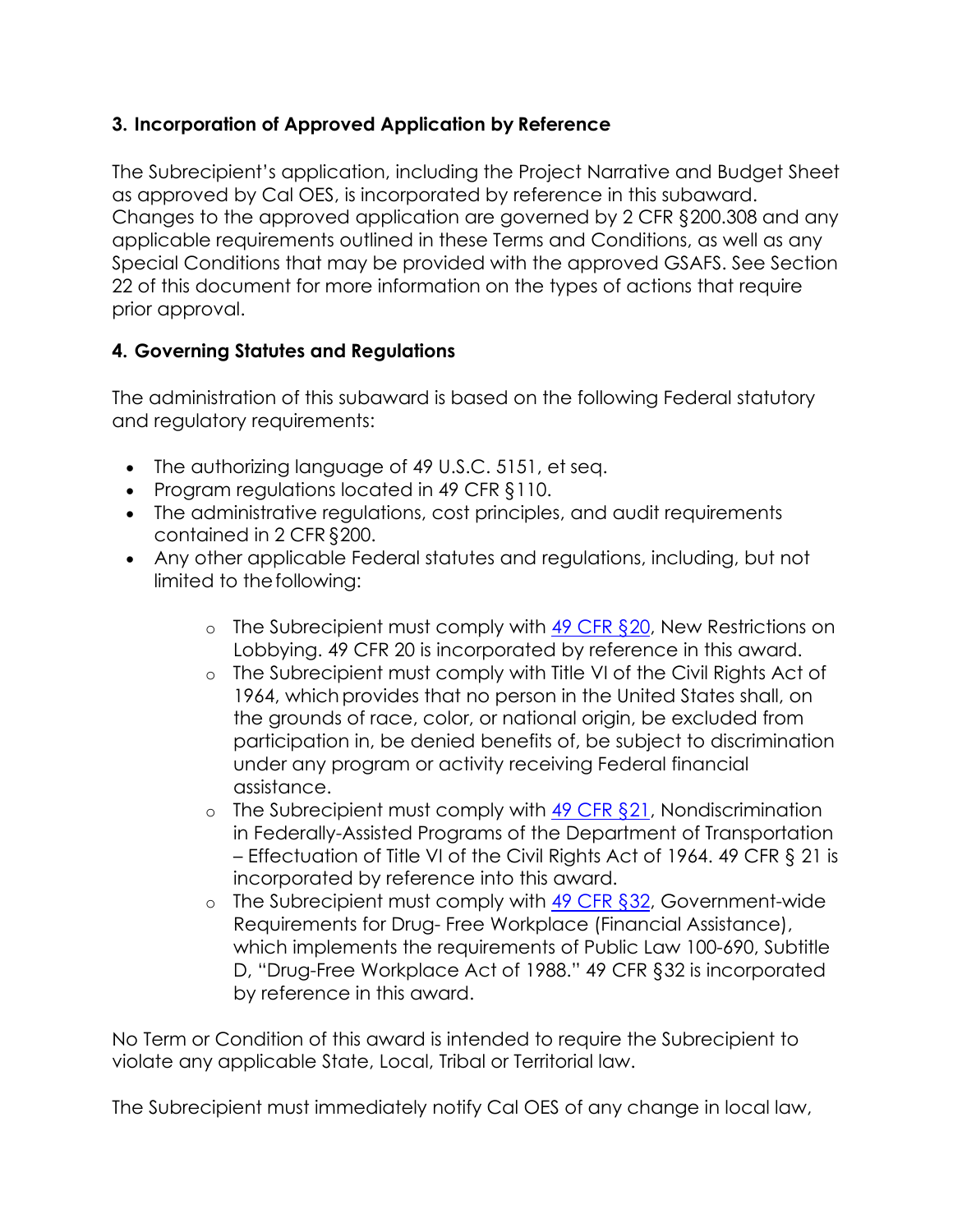## 3. Incorporation of Approved Application by Reference

The Subrecipient's application, including the Project Narrative and Budget Sheet as approved by Cal OES, is incorporated by reference in this subaward. Changes to the approved application are governed by 2 CFR §200.308 and any applicable requirements outlined in these Terms and Conditions, as well as any Special Conditions that may be provided with the approved GSAFS. See Section 22 of this document for more information on the types of actions that require prior approval.

## 4. Governing Statutes and Regulations

The administration of this subaward is based on the following Federal statutory and regulatory requirements:

- The authorizing language of 49 U.S.C. 5151, et seq.
- Program regulations located in 49 CFR §110.
- The administrative regulations, cost principles, and audit requirements contained in 2 CFR §200.
- Any other applicable Federal statutes and regulations, including, but not limited to the following:
  - The Subrecipient must comply with 49 CFR §20, New Restrictions on Lobbying. 49 CFR 20 is incorporated by reference in this award.
  - The Subrecipient must comply with Title VI of the Civil Rights Act of 1964, which provides that no person in the United States shall, on the grounds of race, color, or national origin, be excluded from participation in, be denied benefits of, be subject to discrimination under any program or activity receiving Federal financial assistance.
  - The Subrecipient must comply with 49 CFR §21, Nondiscrimination in Federally-Assisted Programs of the Department of Transportation – Effectuation of Title VI of the Civil Rights Act of 1964. 49 CFR § 21 is incorporated by reference into this award.
  - The Subrecipient must comply with 49 CFR §32, Government-wide Requirements for Drug- Free Workplace (Financial Assistance), which implements the requirements of Public Law 100-690, Subtitle D, "Drug-Free Workplace Act of 1988." 49 CFR §32 is incorporated by reference in this award.

No Term or Condition of this award is intended to require the Subrecipient to violate any applicable State, Local, Tribal or Territorial law.

The Subrecipient must immediately notify Cal OES of any change in local law,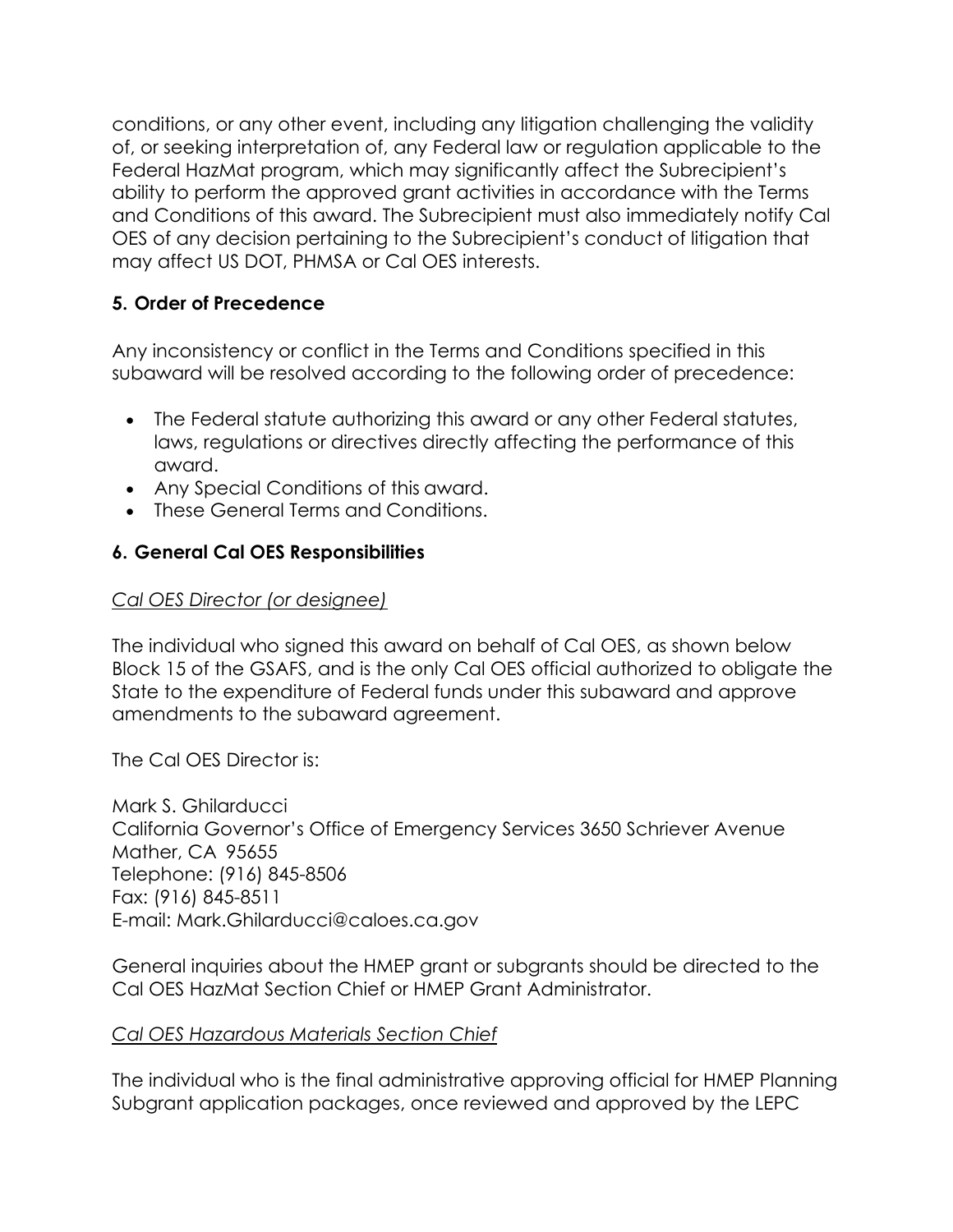conditions, or any other event, including any litigation challenging the validity of, or seeking interpretation of, any Federal law or regulation applicable to the Federal HazMat program, which may significantly affect the Subrecipient's ability to perform the approved grant activities in accordance with the Terms and Conditions of this award. The Subrecipient must also immediately notify Cal OES of any decision pertaining to the Subrecipient's conduct of litigation that may affect US DOT, PHMSA or Cal OES interests.

### 5. Order of Precedence

Any inconsistency or conflict in the Terms and Conditions specified in this subaward will be resolved according to the following order of precedence:

- The Federal statute authorizing this award or any other Federal statutes, laws, regulations or directives directly affecting the performance of this award.
- Any Special Conditions of this award.
- These General Terms and Conditions.

### 6. General Cal OES Responsibilities

*Cal OES Director (or designee)*

The individual who signed this award on behalf of Cal OES, as shown below Block 15 of the GSAFS, and is the only Cal OES official authorized to obligate the State to the expenditure of Federal funds under this subaward and approve amendments to the subaward agreement.

The Cal OES Director is:

Mark S. Ghilarducci
California Governor's Office of Emergency Services 3650 Schriever Avenue
Mather, CA 95655
Telephone: (916) 845-8506
Fax: (916) 845-8511
E-mail: Mark.Ghilarducci@caloes.ca.gov

General inquiries about the HMEP grant or subgrants should be directed to the Cal OES HazMat Section Chief or HMEP Grant Administrator.

*Cal OES Hazardous Materials Section Chief*

The individual who is the final administrative approving official for HMEP Planning Subgrant application packages, once reviewed and approved by the LEPC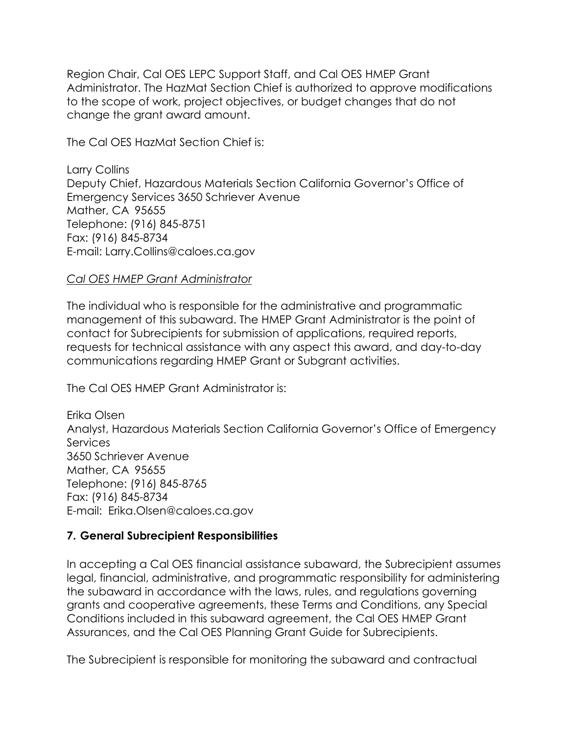Region Chair, Cal OES LEPC Support Staff, and Cal OES HMEP Grant Administrator. The HazMat Section Chief is authorized to approve modifications to the scope of work, project objectives, or budget changes that do not change the grant award amount.

The Cal OES HazMat Section Chief is:

Larry Collins
Deputy Chief, Hazardous Materials Section California Governor's Office of Emergency Services 3650 Schriever Avenue
Mather, CA 95655
Telephone: (916) 845-8751
Fax: (916) 845-8734
E-mail: Larry.Collins@caloes.ca.gov

_Cal OES HMEP Grant Administrator_

The individual who is responsible for the administrative and programmatic management of this subaward. The HMEP Grant Administrator is the point of contact for Subrecipients for submission of applications, required reports, requests for technical assistance with any aspect this award, and day-to-day communications regarding HMEP Grant or Subgrant activities.

The Cal OES HMEP Grant Administrator is:

Erika Olsen
Analyst, Hazardous Materials Section California Governor's Office of Emergency Services
3650 Schriever Avenue
Mather, CA 95655
Telephone: (916) 845-8765
Fax: (916) 845-8734
E-mail: Erika.Olsen@caloes.ca.gov

### 7. General Subrecipient Responsibilities

In accepting a Cal OES financial assistance subaward, the Subrecipient assumes legal, financial, administrative, and programmatic responsibility for administering the subaward in accordance with the laws, rules, and regulations governing grants and cooperative agreements, these Terms and Conditions, any Special Conditions included in this subaward agreement, the Cal OES HMEP Grant Assurances, and the Cal OES Planning Grant Guide for Subrecipients.

The Subrecipient is responsible for monitoring the subaward and contractual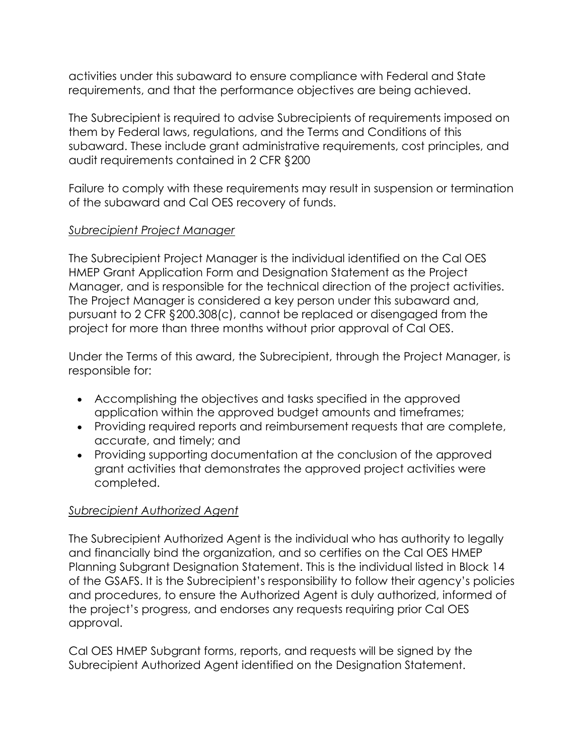activities under this subaward to ensure compliance with Federal and State requirements, and that the performance objectives are being achieved.

The Subrecipient is required to advise Subrecipients of requirements imposed on them by Federal laws, regulations, and the Terms and Conditions of this subaward. These include grant administrative requirements, cost principles, and audit requirements contained in 2 CFR §200

Failure to comply with these requirements may result in suspension or termination of the subaward and Cal OES recovery of funds.

*Subrecipient Project Manager*

The Subrecipient Project Manager is the individual identified on the Cal OES HMEP Grant Application Form and Designation Statement as the Project Manager, and is responsible for the technical direction of the project activities. The Project Manager is considered a key person under this subaward and, pursuant to 2 CFR §200.308(c), cannot be replaced or disengaged from the project for more than three months without prior approval of Cal OES.

Under the Terms of this award, the Subrecipient, through the Project Manager, is responsible for:

- Accomplishing the objectives and tasks specified in the approved application within the approved budget amounts and timeframes;
- Providing required reports and reimbursement requests that are complete, accurate, and timely; and
- Providing supporting documentation at the conclusion of the approved grant activities that demonstrates the approved project activities were completed.

*Subrecipient Authorized Agent*

The Subrecipient Authorized Agent is the individual who has authority to legally and financially bind the organization, and so certifies on the Cal OES HMEP Planning Subgrant Designation Statement. This is the individual listed in Block 14 of the GSAFS. It is the Subrecipient's responsibility to follow their agency's policies and procedures, to ensure the Authorized Agent is duly authorized, informed of the project's progress, and endorses any requests requiring prior Cal OES approval.

Cal OES HMEP Subgrant forms, reports, and requests will be signed by the Subrecipient Authorized Agent identified on the Designation Statement.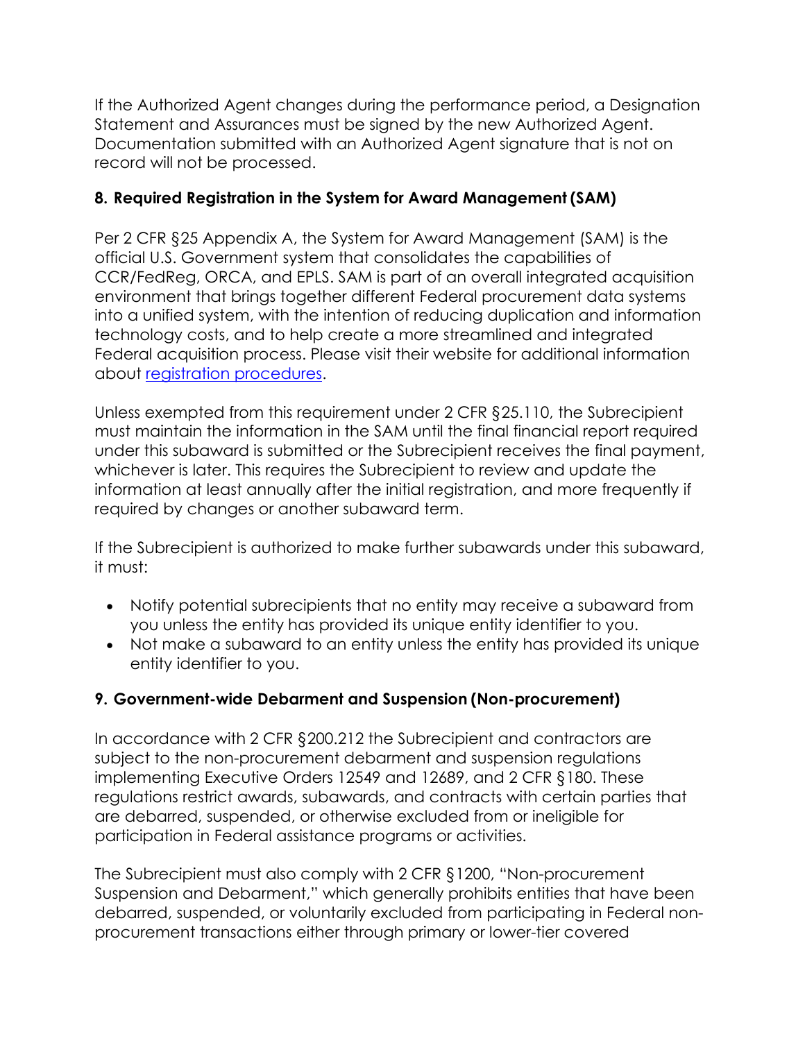If the Authorized Agent changes during the performance period, a Designation Statement and Assurances must be signed by the new Authorized Agent. Documentation submitted with an Authorized Agent signature that is not on record will not be processed.

### 8. Required Registration in the System for Award Management (SAM)

Per 2 CFR §25 Appendix A, the System for Award Management (SAM) is the official U.S. Government system that consolidates the capabilities of CCR/FedReg, ORCA, and EPLS. SAM is part of an overall integrated acquisition environment that brings together different Federal procurement data systems into a unified system, with the intention of reducing duplication and information technology costs, and to help create a more streamlined and integrated Federal acquisition process. Please visit their website for additional information about registration procedures.

Unless exempted from this requirement under 2 CFR §25.110, the Subrecipient must maintain the information in the SAM until the final financial report required under this subaward is submitted or the Subrecipient receives the final payment, whichever is later. This requires the Subrecipient to review and update the information at least annually after the initial registration, and more frequently if required by changes or another subaward term.

If the Subrecipient is authorized to make further subawards under this subaward, it must:

- Notify potential subrecipients that no entity may receive a subaward from you unless the entity has provided its unique entity identifier to you.
- Not make a subaward to an entity unless the entity has provided its unique entity identifier to you.

### 9. Government-wide Debarment and Suspension (Non-procurement)

In accordance with 2 CFR §200.212 the Subrecipient and contractors are subject to the non-procurement debarment and suspension regulations implementing Executive Orders 12549 and 12689, and 2 CFR §180. These regulations restrict awards, subawards, and contracts with certain parties that are debarred, suspended, or otherwise excluded from or ineligible for participation in Federal assistance programs or activities.

The Subrecipient must also comply with 2 CFR §1200, "Non-procurement Suspension and Debarment," which generally prohibits entities that have been debarred, suspended, or voluntarily excluded from participating in Federal non-procurement transactions either through primary or lower-tier covered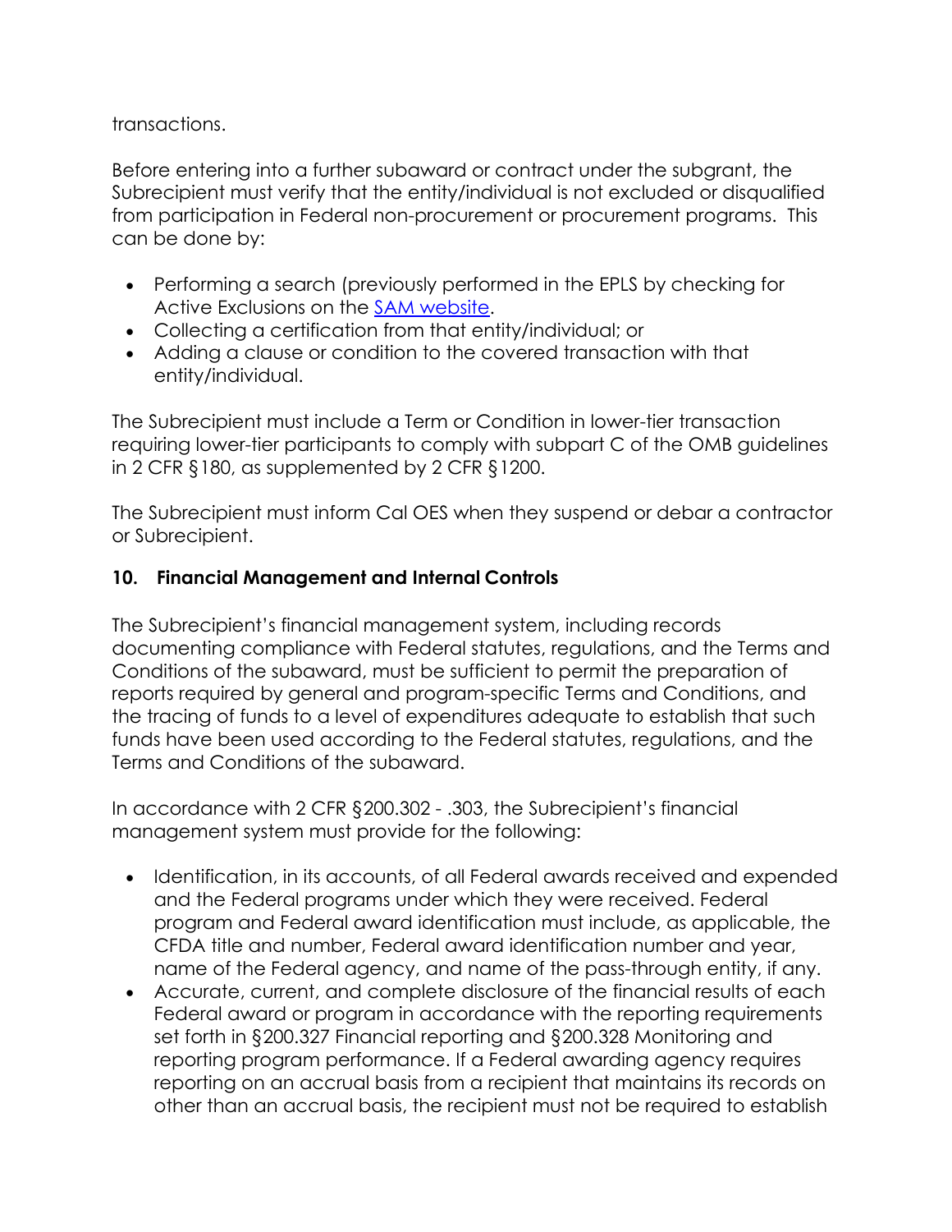transactions.

Before entering into a further subaward or contract under the subgrant, the Subrecipient must verify that the entity/individual is not excluded or disqualified from participation in Federal non-procurement or procurement programs. This can be done by:

- Performing a search (previously performed in the EPLS by checking for Active Exclusions on the SAM website.
- Collecting a certification from that entity/individual; or
- Adding a clause or condition to the covered transaction with that entity/individual.

The Subrecipient must include a Term or Condition in lower-tier transaction requiring lower-tier participants to comply with subpart C of the OMB guidelines in 2 CFR §180, as supplemented by 2 CFR §1200.

The Subrecipient must inform Cal OES when they suspend or debar a contractor or Subrecipient.

**10. Financial Management and Internal Controls**

The Subrecipient's financial management system, including records documenting compliance with Federal statutes, regulations, and the Terms and Conditions of the subaward, must be sufficient to permit the preparation of reports required by general and program-specific Terms and Conditions, and the tracing of funds to a level of expenditures adequate to establish that such funds have been used according to the Federal statutes, regulations, and the Terms and Conditions of the subaward.

In accordance with 2 CFR §200.302 - .303, the Subrecipient's financial management system must provide for the following:

- Identification, in its accounts, of all Federal awards received and expended and the Federal programs under which they were received. Federal program and Federal award identification must include, as applicable, the CFDA title and number, Federal award identification number and year, name of the Federal agency, and name of the pass-through entity, if any.
- Accurate, current, and complete disclosure of the financial results of each Federal award or program in accordance with the reporting requirements set forth in §200.327 Financial reporting and §200.328 Monitoring and reporting program performance. If a Federal awarding agency requires reporting on an accrual basis from a recipient that maintains its records on other than an accrual basis, the recipient must not be required to establish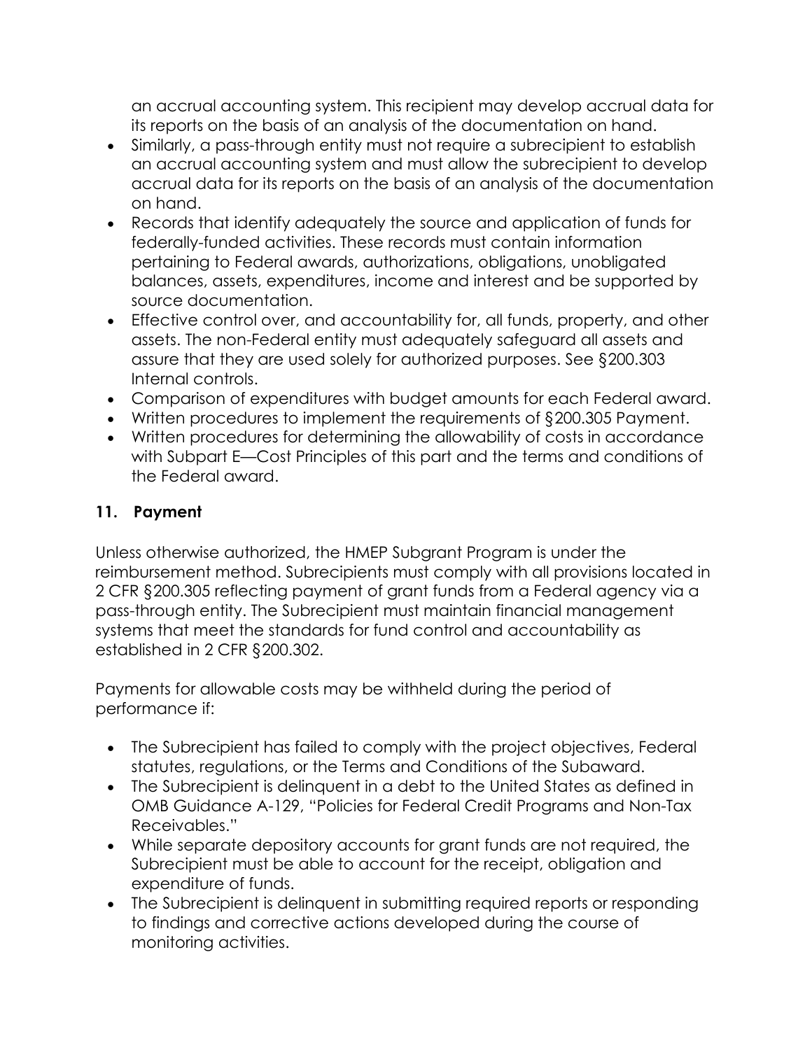an accrual accounting system. This recipient may develop accrual data for its reports on the basis of an analysis of the documentation on hand.

- Similarly, a pass-through entity must not require a subrecipient to establish an accrual accounting system and must allow the subrecipient to develop accrual data for its reports on the basis of an analysis of the documentation on hand.
- Records that identify adequately the source and application of funds for federally-funded activities. These records must contain information pertaining to Federal awards, authorizations, obligations, unobligated balances, assets, expenditures, income and interest and be supported by source documentation.
- Effective control over, and accountability for, all funds, property, and other assets. The non-Federal entity must adequately safeguard all assets and assure that they are used solely for authorized purposes. See §200.303 Internal controls.
- Comparison of expenditures with budget amounts for each Federal award.
- Written procedures to implement the requirements of §200.305 Payment.
- Written procedures for determining the allowability of costs in accordance with Subpart E—Cost Principles of this part and the terms and conditions of the Federal award.

## 11. Payment

Unless otherwise authorized, the HMEP Subgrant Program is under the reimbursement method. Subrecipients must comply with all provisions located in 2 CFR §200.305 reflecting payment of grant funds from a Federal agency via a pass-through entity. The Subrecipient must maintain financial management systems that meet the standards for fund control and accountability as established in 2 CFR §200.302.

Payments for allowable costs may be withheld during the period of performance if:

- The Subrecipient has failed to comply with the project objectives, Federal statutes, regulations, or the Terms and Conditions of the Subaward.
- The Subrecipient is delinquent in a debt to the United States as defined in OMB Guidance A-129, "Policies for Federal Credit Programs and Non-Tax Receivables."
- While separate depository accounts for grant funds are not required, the Subrecipient must be able to account for the receipt, obligation and expenditure of funds.
- The Subrecipient is delinquent in submitting required reports or responding to findings and corrective actions developed during the course of monitoring activities.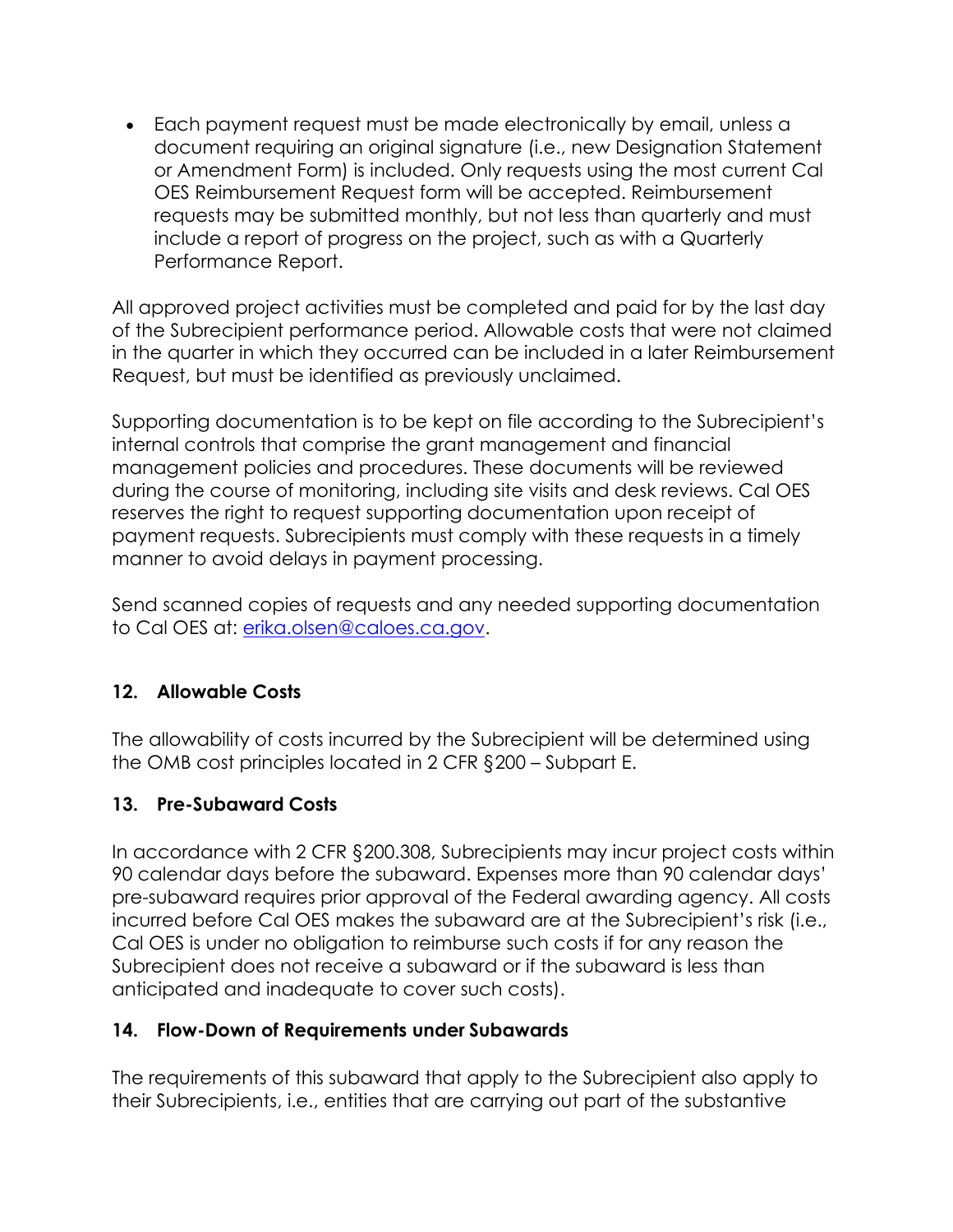- Each payment request must be made electronically by email, unless a document requiring an original signature (i.e., new Designation Statement or Amendment Form) is included. Only requests using the most current Cal OES Reimbursement Request form will be accepted. Reimbursement requests may be submitted monthly, but not less than quarterly and must include a report of progress on the project, such as with a Quarterly Performance Report.

All approved project activities must be completed and paid for by the last day of the Subrecipient performance period. Allowable costs that were not claimed in the quarter in which they occurred can be included in a later Reimbursement Request, but must be identified as previously unclaimed.

Supporting documentation is to be kept on file according to the Subrecipient's internal controls that comprise the grant management and financial management policies and procedures. These documents will be reviewed during the course of monitoring, including site visits and desk reviews. Cal OES reserves the right to request supporting documentation upon receipt of payment requests. Subrecipients must comply with these requests in a timely manner to avoid delays in payment processing.

Send scanned copies of requests and any needed supporting documentation to Cal OES at: erika.olsen@caloes.ca.gov.

## 12. Allowable Costs

The allowability of costs incurred by the Subrecipient will be determined using the OMB cost principles located in 2 CFR §200 – Subpart E.

## 13. Pre-Subaward Costs

In accordance with 2 CFR §200.308, Subrecipients may incur project costs within 90 calendar days before the subaward. Expenses more than 90 calendar days' pre-subaward requires prior approval of the Federal awarding agency. All costs incurred before Cal OES makes the subaward are at the Subrecipient's risk (i.e., Cal OES is under no obligation to reimburse such costs if for any reason the Subrecipient does not receive a subaward or if the subaward is less than anticipated and inadequate to cover such costs).

## 14. Flow-Down of Requirements under Subawards

The requirements of this subaward that apply to the Subrecipient also apply to their Subrecipients, i.e., entities that are carrying out part of the substantive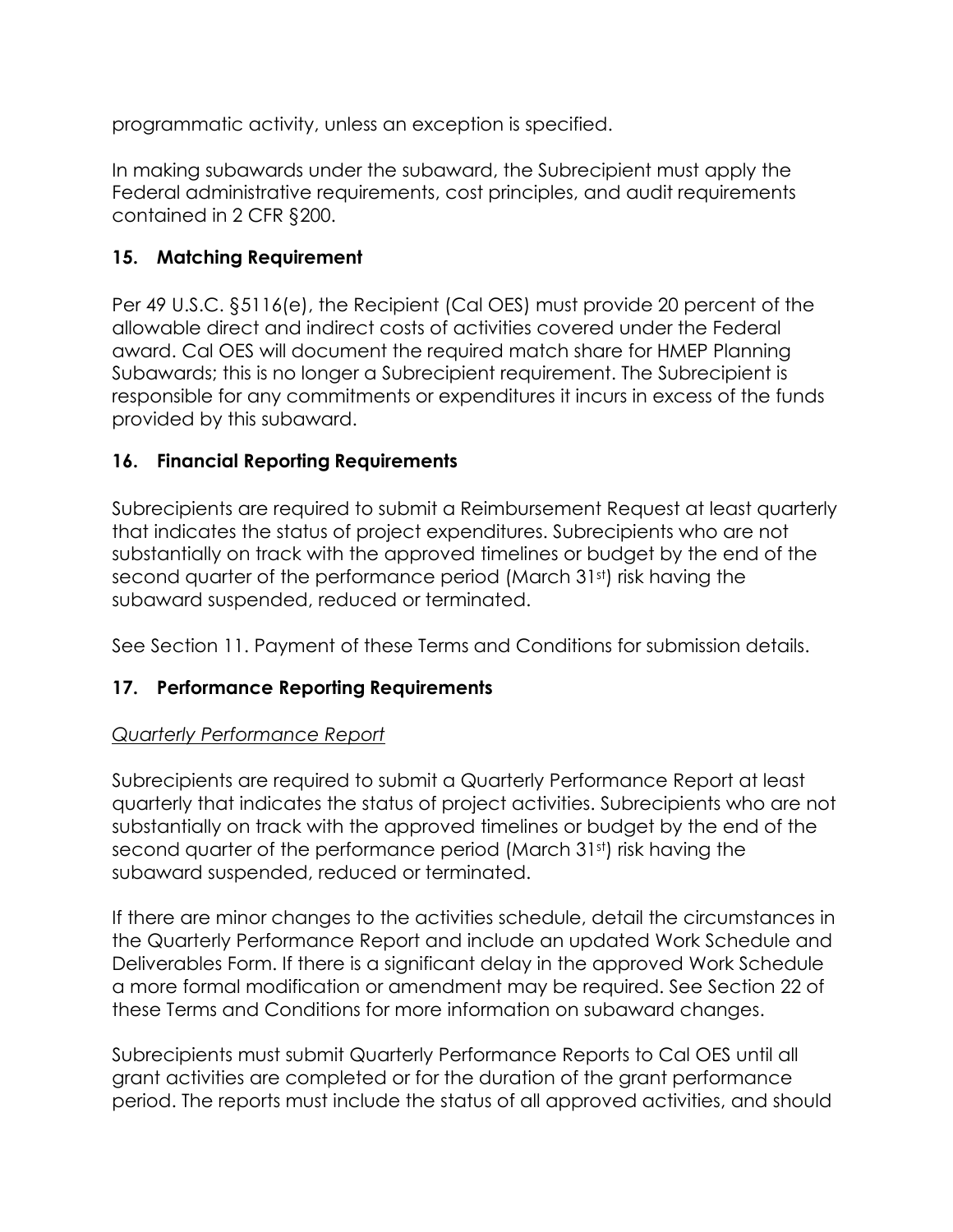programmatic activity, unless an exception is specified.

In making subawards under the subaward, the Subrecipient must apply the Federal administrative requirements, cost principles, and audit requirements contained in 2 CFR §200.

### 15. Matching Requirement

Per 49 U.S.C. §5116(e), the Recipient (Cal OES) must provide 20 percent of the allowable direct and indirect costs of activities covered under the Federal award. Cal OES will document the required match share for HMEP Planning Subawards; this is no longer a Subrecipient requirement. The Subrecipient is responsible for any commitments or expenditures it incurs in excess of the funds provided by this subaward.

### 16. Financial Reporting Requirements

Subrecipients are required to submit a Reimbursement Request at least quarterly that indicates the status of project expenditures. Subrecipients who are not substantially on track with the approved timelines or budget by the end of the second quarter of the performance period (March 31st) risk having the subaward suspended, reduced or terminated.

See Section 11. Payment of these Terms and Conditions for submission details.

### 17. Performance Reporting Requirements

*Quarterly Performance Report*

Subrecipients are required to submit a Quarterly Performance Report at least quarterly that indicates the status of project activities. Subrecipients who are not substantially on track with the approved timelines or budget by the end of the second quarter of the performance period (March 31st) risk having the subaward suspended, reduced or terminated.

If there are minor changes to the activities schedule, detail the circumstances in the Quarterly Performance Report and include an updated Work Schedule and Deliverables Form. If there is a significant delay in the approved Work Schedule a more formal modification or amendment may be required. See Section 22 of these Terms and Conditions for more information on subaward changes.

Subrecipients must submit Quarterly Performance Reports to Cal OES until all grant activities are completed or for the duration of the grant performance period. The reports must include the status of all approved activities, and should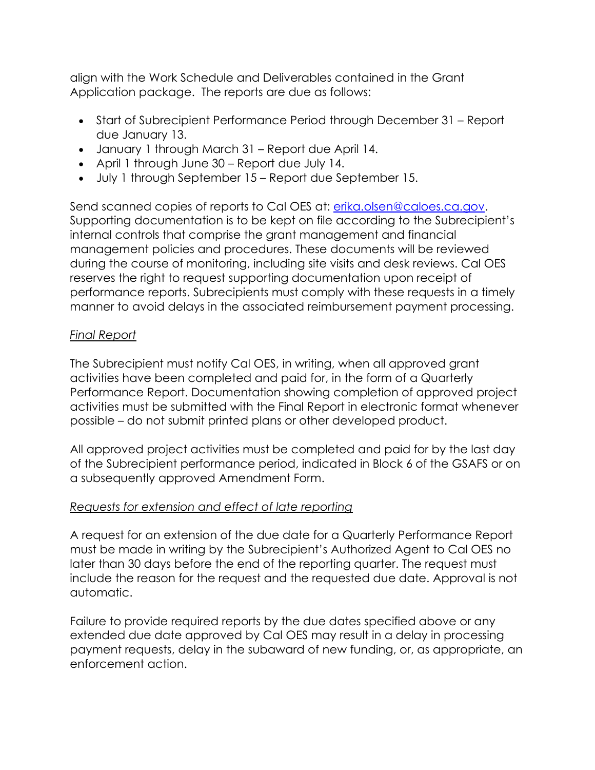align with the Work Schedule and Deliverables contained in the Grant Application package. The reports are due as follows:

- Start of Subrecipient Performance Period through December 31 – Report due January 13.
- January 1 through March 31 – Report due April 14.
- April 1 through June 30 – Report due July 14.
- July 1 through September 15 – Report due September 15.

Send scanned copies of reports to Cal OES at: erika.olsen@caloes.ca.gov. Supporting documentation is to be kept on file according to the Subrecipient's internal controls that comprise the grant management and financial management policies and procedures. These documents will be reviewed during the course of monitoring, including site visits and desk reviews. Cal OES reserves the right to request supporting documentation upon receipt of performance reports. Subrecipients must comply with these requests in a timely manner to avoid delays in the associated reimbursement payment processing.

*Final Report*

The Subrecipient must notify Cal OES, in writing, when all approved grant activities have been completed and paid for, in the form of a Quarterly Performance Report. Documentation showing completion of approved project activities must be submitted with the Final Report in electronic format whenever possible – do not submit printed plans or other developed product.

All approved project activities must be completed and paid for by the last day of the Subrecipient performance period, indicated in Block 6 of the GSAFS or on a subsequently approved Amendment Form.

*Requests for extension and effect of late reporting*

A request for an extension of the due date for a Quarterly Performance Report must be made in writing by the Subrecipient's Authorized Agent to Cal OES no later than 30 days before the end of the reporting quarter. The request must include the reason for the request and the requested due date. Approval is not automatic.

Failure to provide required reports by the due dates specified above or any extended due date approved by Cal OES may result in a delay in processing payment requests, delay in the subaward of new funding, or, as appropriate, an enforcement action.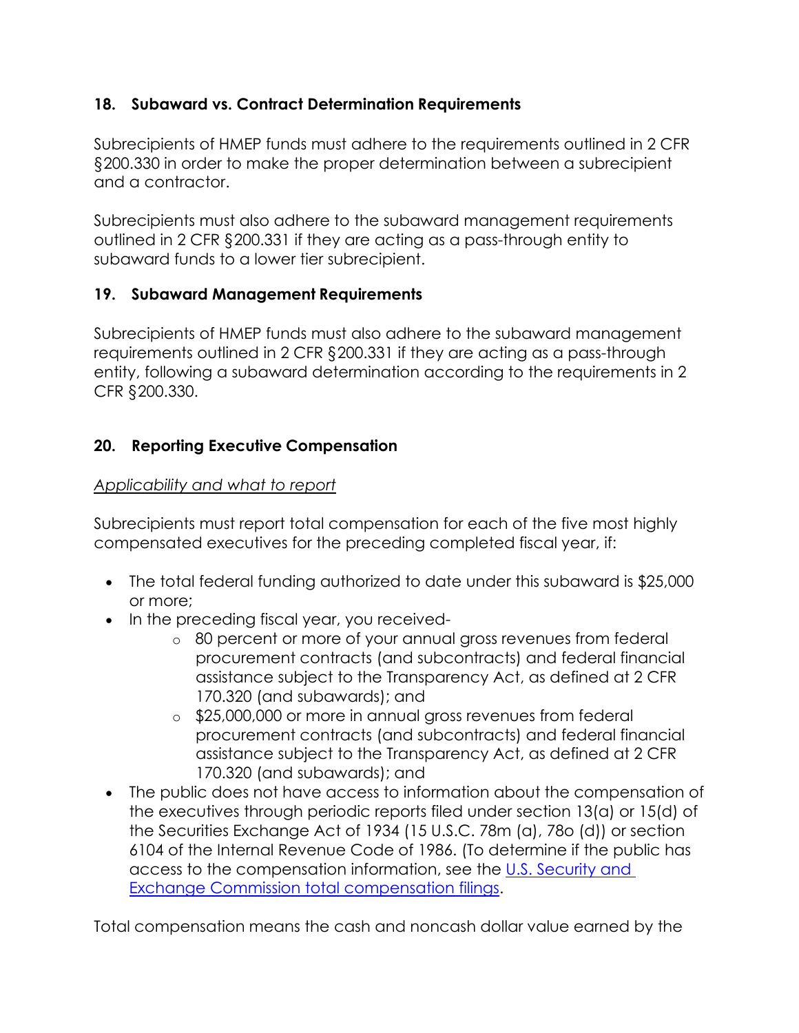## 18. Subaward vs. Contract Determination Requirements

Subrecipients of HMEP funds must adhere to the requirements outlined in 2 CFR §200.330 in order to make the proper determination between a subrecipient and a contractor.

Subrecipients must also adhere to the subaward management requirements outlined in 2 CFR §200.331 if they are acting as a pass-through entity to subaward funds to a lower tier subrecipient.

## 19. Subaward Management Requirements

Subrecipients of HMEP funds must also adhere to the subaward management requirements outlined in 2 CFR §200.331 if they are acting as a pass-through entity, following a subaward determination according to the requirements in 2 CFR §200.330.

## 20. Reporting Executive Compensation

*Applicability and what to report*

Subrecipients must report total compensation for each of the five most highly compensated executives for the preceding completed fiscal year, if:

- The total federal funding authorized to date under this subaward is $25,000 or more;
- In the preceding fiscal year, you received-
  - 80 percent or more of your annual gross revenues from federal procurement contracts (and subcontracts) and federal financial assistance subject to the Transparency Act, as defined at 2 CFR 170.320 (and subawards); and
  - $25,000,000 or more in annual gross revenues from federal procurement contracts (and subcontracts) and federal financial assistance subject to the Transparency Act, as defined at 2 CFR 170.320 (and subawards); and
- The public does not have access to information about the compensation of the executives through periodic reports filed under section 13(a) or 15(d) of the Securities Exchange Act of 1934 (15 U.S.C. 78m (a), 78o (d)) or section 6104 of the Internal Revenue Code of 1986. (To determine if the public has access to the compensation information, see the [U.S. Security and Exchange Commission total compensation filings](#).

Total compensation means the cash and noncash dollar value earned by the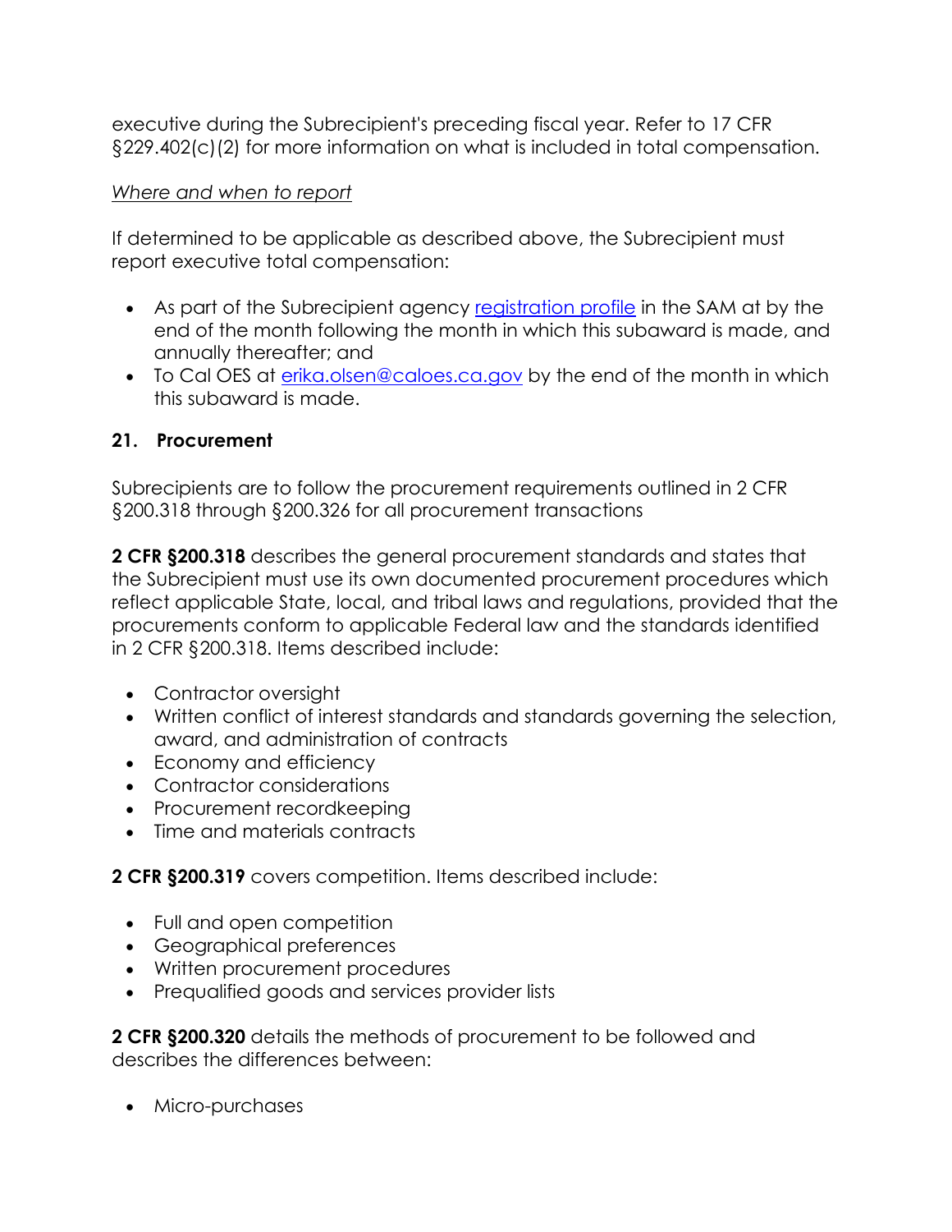executive during the Subrecipient's preceding fiscal year. Refer to 17 CFR §229.402(c)(2) for more information on what is included in total compensation.

*Where and when to report*

If determined to be applicable as described above, the Subrecipient must report executive total compensation:

- As part of the Subrecipient agency [registration profile](registration profile) in the SAM at by the end of the month following the month in which this subaward is made, and annually thereafter; and
- To Cal OES at [erika.olsen@caloes.ca.gov](mailto:erika.olsen@caloes.ca.gov) by the end of the month in which this subaward is made.

## 21. Procurement

Subrecipients are to follow the procurement requirements outlined in 2 CFR §200.318 through §200.326 for all procurement transactions

**2 CFR §200.318** describes the general procurement standards and states that the Subrecipient must use its own documented procurement procedures which reflect applicable State, local, and tribal laws and regulations, provided that the procurements conform to applicable Federal law and the standards identified in 2 CFR §200.318. Items described include:

- Contractor oversight
- Written conflict of interest standards and standards governing the selection, award, and administration of contracts
- Economy and efficiency
- Contractor considerations
- Procurement recordkeeping
- Time and materials contracts

**2 CFR §200.319** covers competition. Items described include:

- Full and open competition
- Geographical preferences
- Written procurement procedures
- Prequalified goods and services provider lists

**2 CFR §200.320** details the methods of procurement to be followed and describes the differences between:

- Micro-purchases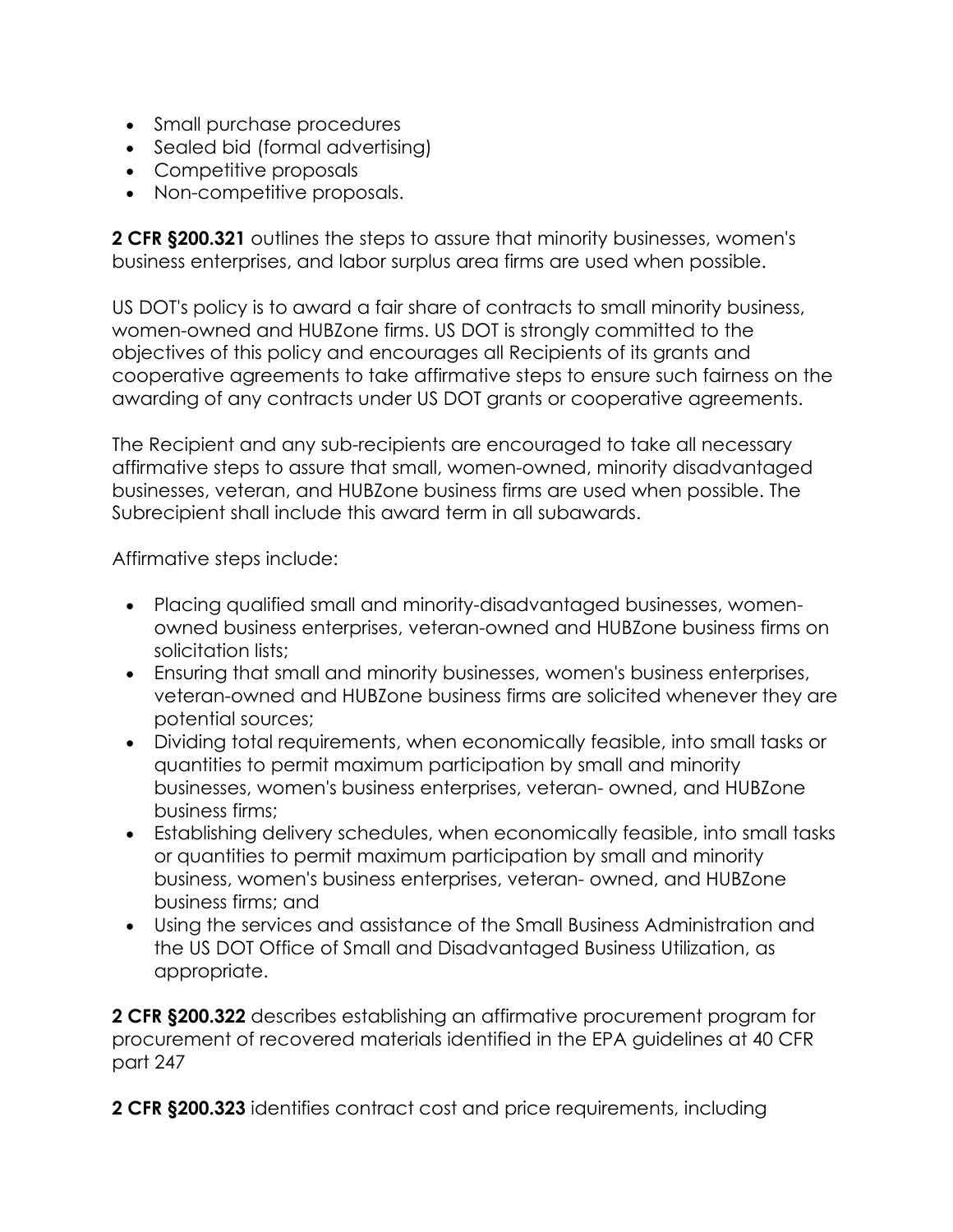- Small purchase procedures
- Sealed bid (formal advertising)
- Competitive proposals
- Non-competitive proposals.

**2 CFR §200.321** outlines the steps to assure that minority businesses, women's business enterprises, and labor surplus area firms are used when possible.

US DOT's policy is to award a fair share of contracts to small minority business, women-owned and HUBZone firms. US DOT is strongly committed to the objectives of this policy and encourages all Recipients of its grants and cooperative agreements to take affirmative steps to ensure such fairness on the awarding of any contracts under US DOT grants or cooperative agreements.

The Recipient and any sub-recipients are encouraged to take all necessary affirmative steps to assure that small, women-owned, minority disadvantaged businesses, veteran, and HUBZone business firms are used when possible. The Subrecipient shall include this award term in all subawards.

Affirmative steps include:

- Placing qualified small and minority-disadvantaged businesses, women-owned business enterprises, veteran-owned and HUBZone business firms on solicitation lists;
- Ensuring that small and minority businesses, women's business enterprises, veteran-owned and HUBZone business firms are solicited whenever they are potential sources;
- Dividing total requirements, when economically feasible, into small tasks or quantities to permit maximum participation by small and minority businesses, women's business enterprises, veteran- owned, and HUBZone business firms;
- Establishing delivery schedules, when economically feasible, into small tasks or quantities to permit maximum participation by small and minority business, women's business enterprises, veteran- owned, and HUBZone business firms; and
- Using the services and assistance of the Small Business Administration and the US DOT Office of Small and Disadvantaged Business Utilization, as appropriate.

**2 CFR §200.322** describes establishing an affirmative procurement program for procurement of recovered materials identified in the EPA guidelines at 40 CFR part 247

**2 CFR §200.323** identifies contract cost and price requirements, including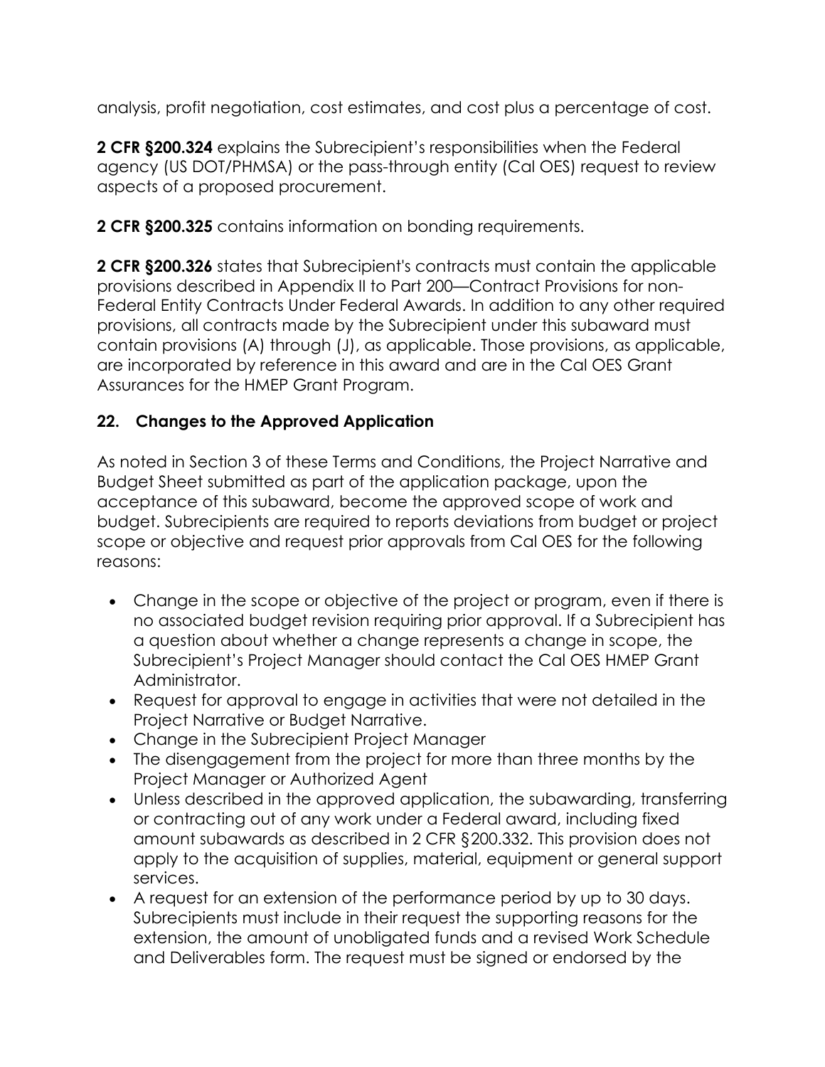analysis, profit negotiation, cost estimates, and cost plus a percentage of cost.

**2 CFR §200.324** explains the Subrecipient's responsibilities when the Federal agency (US DOT/PHMSA) or the pass-through entity (Cal OES) request to review aspects of a proposed procurement.

**2 CFR §200.325** contains information on bonding requirements.

**2 CFR §200.326** states that Subrecipient's contracts must contain the applicable provisions described in Appendix II to Part 200—Contract Provisions for non-Federal Entity Contracts Under Federal Awards. In addition to any other required provisions, all contracts made by the Subrecipient under this subaward must contain provisions (A) through (J), as applicable. Those provisions, as applicable, are incorporated by reference in this award and are in the Cal OES Grant Assurances for the HMEP Grant Program.

## 22. Changes to the Approved Application

As noted in Section 3 of these Terms and Conditions, the Project Narrative and Budget Sheet submitted as part of the application package, upon the acceptance of this subaward, become the approved scope of work and budget. Subrecipients are required to reports deviations from budget or project scope or objective and request prior approvals from Cal OES for the following reasons:

- Change in the scope or objective of the project or program, even if there is no associated budget revision requiring prior approval. If a Subrecipient has a question about whether a change represents a change in scope, the Subrecipient's Project Manager should contact the Cal OES HMEP Grant Administrator.
- Request for approval to engage in activities that were not detailed in the Project Narrative or Budget Narrative.
- Change in the Subrecipient Project Manager
- The disengagement from the project for more than three months by the Project Manager or Authorized Agent
- Unless described in the approved application, the subawarding, transferring or contracting out of any work under a Federal award, including fixed amount subawards as described in 2 CFR §200.332. This provision does not apply to the acquisition of supplies, material, equipment or general support services.
- A request for an extension of the performance period by up to 30 days. Subrecipients must include in their request the supporting reasons for the extension, the amount of unobligated funds and a revised Work Schedule and Deliverables form. The request must be signed or endorsed by the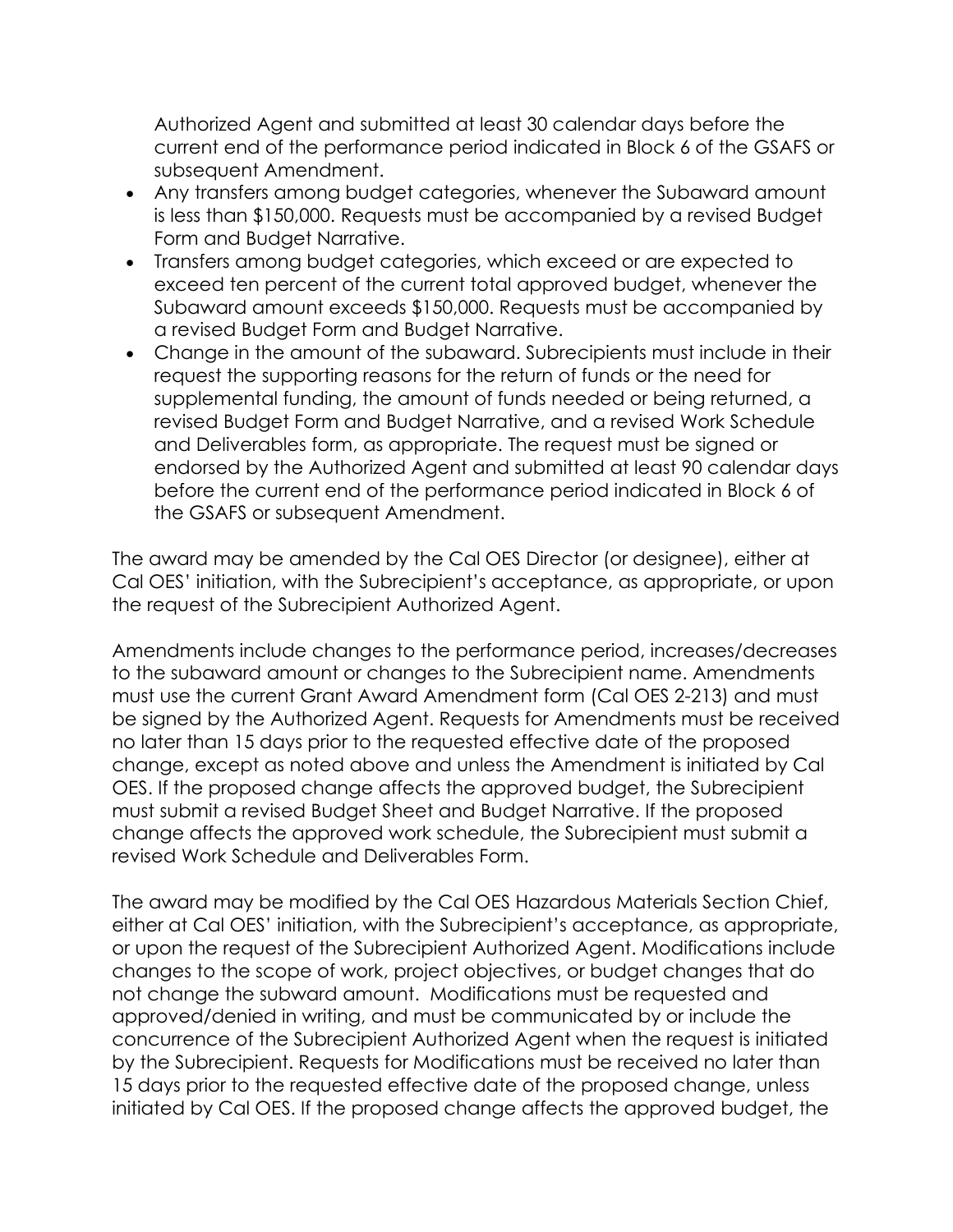Authorized Agent and submitted at least 30 calendar days before the current end of the performance period indicated in Block 6 of the GSAFS or subsequent Amendment.

- Any transfers among budget categories, whenever the Subaward amount is less than $150,000. Requests must be accompanied by a revised Budget Form and Budget Narrative.
- Transfers among budget categories, which exceed or are expected to exceed ten percent of the current total approved budget, whenever the Subaward amount exceeds $150,000. Requests must be accompanied by a revised Budget Form and Budget Narrative.
- Change in the amount of the subaward. Subrecipients must include in their request the supporting reasons for the return of funds or the need for supplemental funding, the amount of funds needed or being returned, a revised Budget Form and Budget Narrative, and a revised Work Schedule and Deliverables form, as appropriate. The request must be signed or endorsed by the Authorized Agent and submitted at least 90 calendar days before the current end of the performance period indicated in Block 6 of the GSAFS or subsequent Amendment.

The award may be amended by the Cal OES Director (or designee), either at Cal OES' initiation, with the Subrecipient's acceptance, as appropriate, or upon the request of the Subrecipient Authorized Agent.

Amendments include changes to the performance period, increases/decreases to the subaward amount or changes to the Subrecipient name. Amendments must use the current Grant Award Amendment form (Cal OES 2-213) and must be signed by the Authorized Agent. Requests for Amendments must be received no later than 15 days prior to the requested effective date of the proposed change, except as noted above and unless the Amendment is initiated by Cal OES. If the proposed change affects the approved budget, the Subrecipient must submit a revised Budget Sheet and Budget Narrative. If the proposed change affects the approved work schedule, the Subrecipient must submit a revised Work Schedule and Deliverables Form.

The award may be modified by the Cal OES Hazardous Materials Section Chief, either at Cal OES' initiation, with the Subrecipient's acceptance, as appropriate, or upon the request of the Subrecipient Authorized Agent. Modifications include changes to the scope of work, project objectives, or budget changes that do not change the subward amount. Modifications must be requested and approved/denied in writing, and must be communicated by or include the concurrence of the Subrecipient Authorized Agent when the request is initiated by the Subrecipient. Requests for Modifications must be received no later than 15 days prior to the requested effective date of the proposed change, unless initiated by Cal OES. If the proposed change affects the approved budget, the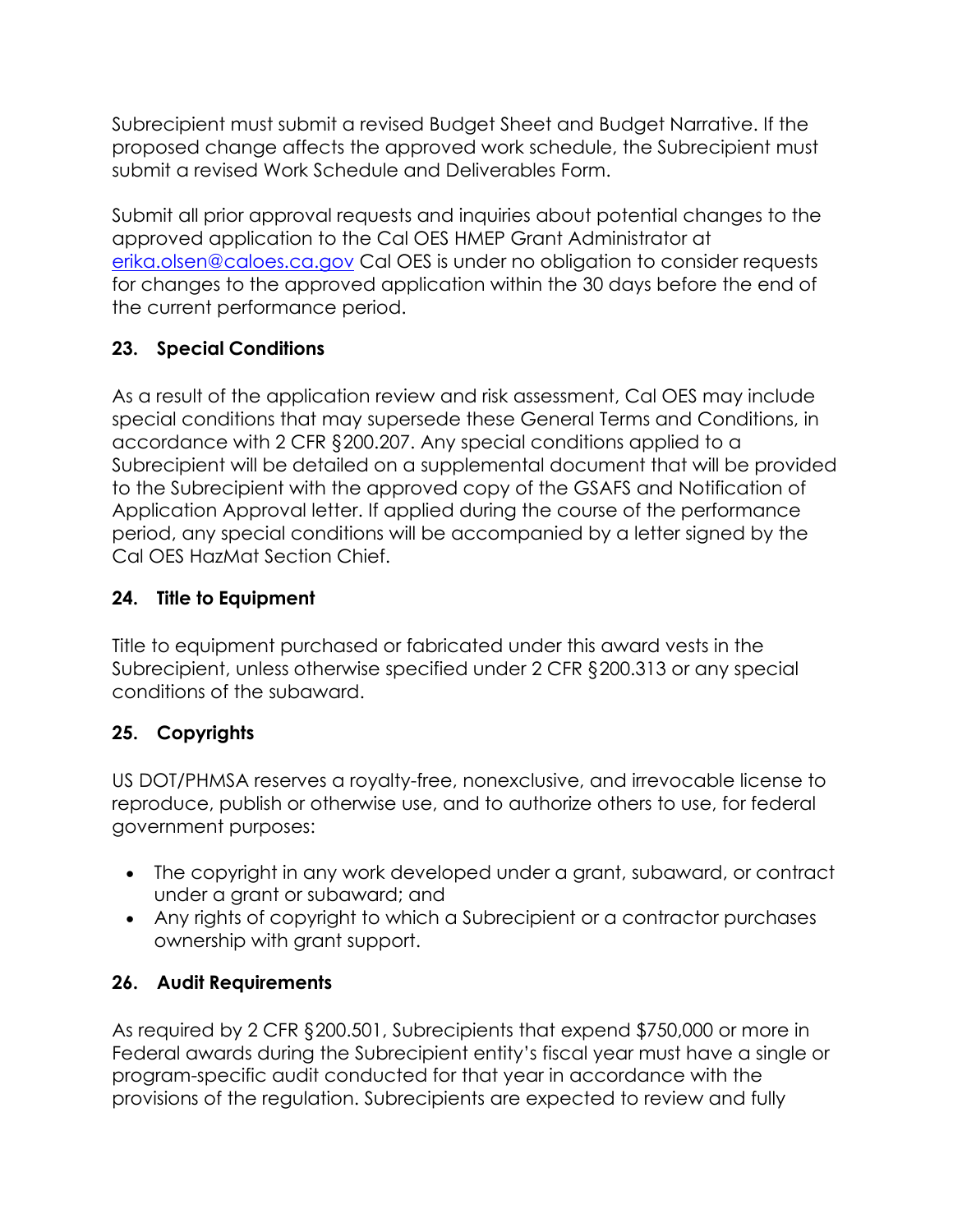Subrecipient must submit a revised Budget Sheet and Budget Narrative. If the proposed change affects the approved work schedule, the Subrecipient must submit a revised Work Schedule and Deliverables Form.

Submit all prior approval requests and inquiries about potential changes to the approved application to the Cal OES HMEP Grant Administrator at erika.olsen@caloes.ca.gov Cal OES is under no obligation to consider requests for changes to the approved application within the 30 days before the end of the current performance period.

### 23. Special Conditions

As a result of the application review and risk assessment, Cal OES may include special conditions that may supersede these General Terms and Conditions, in accordance with 2 CFR §200.207. Any special conditions applied to a Subrecipient will be detailed on a supplemental document that will be provided to the Subrecipient with the approved copy of the GSAFS and Notification of Application Approval letter. If applied during the course of the performance period, any special conditions will be accompanied by a letter signed by the Cal OES HazMat Section Chief.

### 24. Title to Equipment

Title to equipment purchased or fabricated under this award vests in the Subrecipient, unless otherwise specified under 2 CFR §200.313 or any special conditions of the subaward.

### 25. Copyrights

US DOT/PHMSA reserves a royalty-free, nonexclusive, and irrevocable license to reproduce, publish or otherwise use, and to authorize others to use, for federal government purposes:

- The copyright in any work developed under a grant, subaward, or contract under a grant or subaward; and
- Any rights of copyright to which a Subrecipient or a contractor purchases ownership with grant support.

### 26. Audit Requirements

As required by 2 CFR §200.501, Subrecipients that expend $750,000 or more in Federal awards during the Subrecipient entity's fiscal year must have a single or program-specific audit conducted for that year in accordance with the provisions of the regulation. Subrecipients are expected to review and fully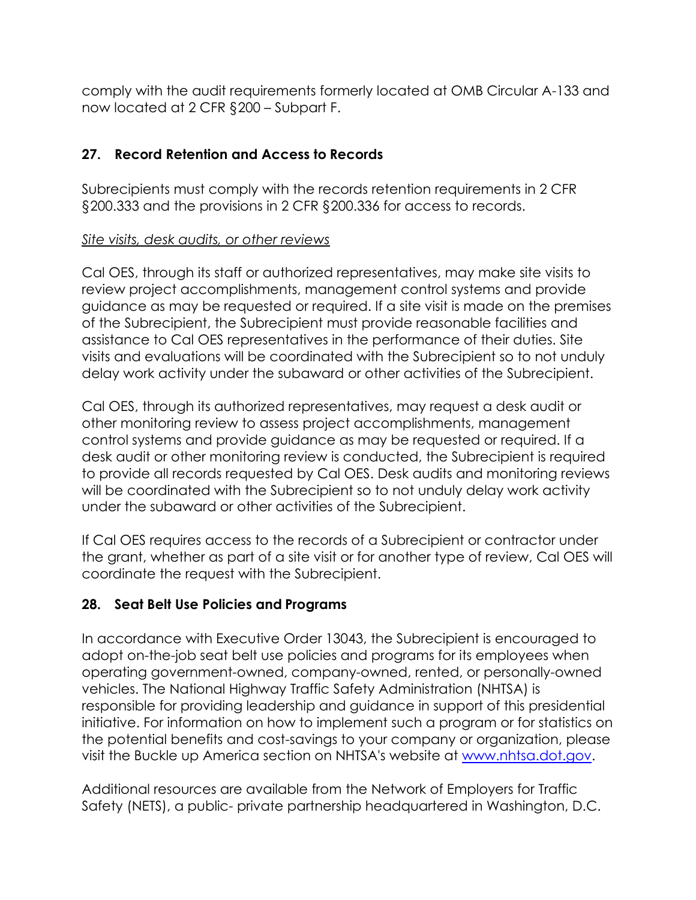comply with the audit requirements formerly located at OMB Circular A-133 and now located at 2 CFR §200 – Subpart F.

### 27. Record Retention and Access to Records

Subrecipients must comply with the records retention requirements in 2 CFR §200.333 and the provisions in 2 CFR §200.336 for access to records.

*Site visits, desk audits, or other reviews*

Cal OES, through its staff or authorized representatives, may make site visits to review project accomplishments, management control systems and provide guidance as may be requested or required. If a site visit is made on the premises of the Subrecipient, the Subrecipient must provide reasonable facilities and assistance to Cal OES representatives in the performance of their duties. Site visits and evaluations will be coordinated with the Subrecipient so to not unduly delay work activity under the subaward or other activities of the Subrecipient.

Cal OES, through its authorized representatives, may request a desk audit or other monitoring review to assess project accomplishments, management control systems and provide guidance as may be requested or required. If a desk audit or other monitoring review is conducted, the Subrecipient is required to provide all records requested by Cal OES. Desk audits and monitoring reviews will be coordinated with the Subrecipient so to not unduly delay work activity under the subaward or other activities of the Subrecipient.

If Cal OES requires access to the records of a Subrecipient or contractor under the grant, whether as part of a site visit or for another type of review, Cal OES will coordinate the request with the Subrecipient.

### 28. Seat Belt Use Policies and Programs

In accordance with Executive Order 13043, the Subrecipient is encouraged to adopt on-the-job seat belt use policies and programs for its employees when operating government-owned, company-owned, rented, or personally-owned vehicles. The National Highway Traffic Safety Administration (NHTSA) is responsible for providing leadership and guidance in support of this presidential initiative. For information on how to implement such a program or for statistics on the potential benefits and cost-savings to your company or organization, please visit the Buckle up America section on NHTSA's website at [www.nhtsa.dot.gov](www.nhtsa.dot.gov).

Additional resources are available from the Network of Employers for Traffic Safety (NETS), a public- private partnership headquartered in Washington, D.C.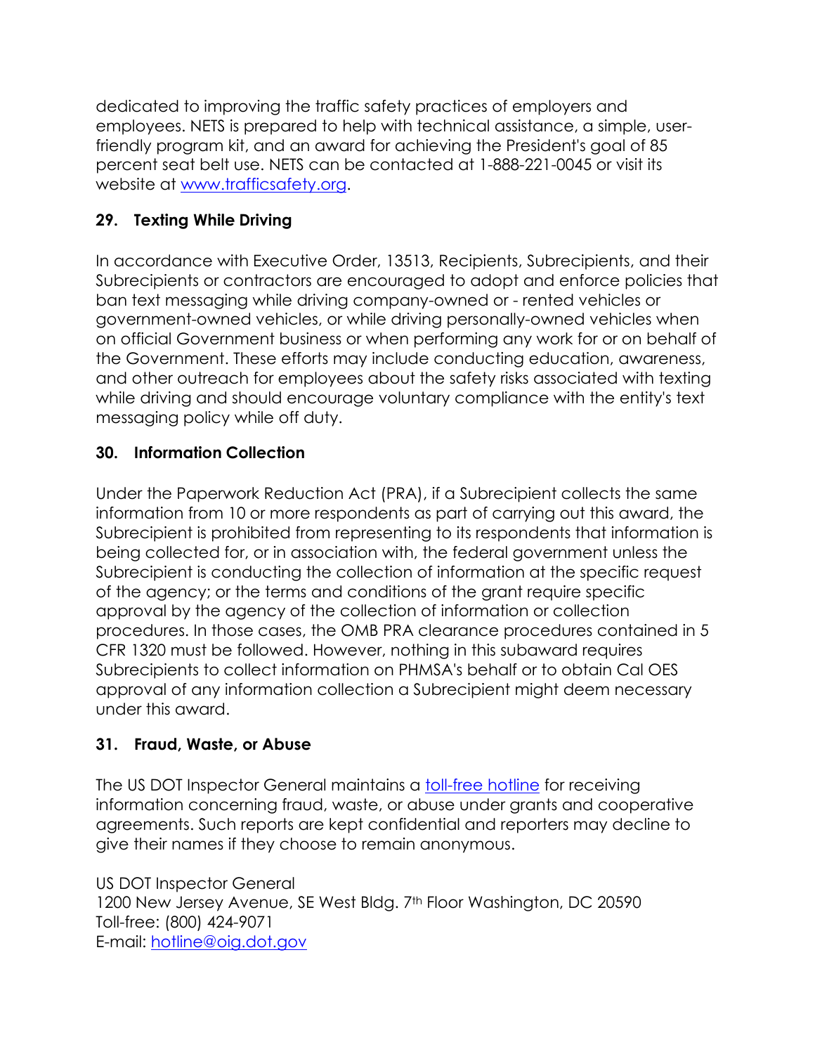dedicated to improving the traffic safety practices of employers and employees. NETS is prepared to help with technical assistance, a simple, user-friendly program kit, and an award for achieving the President's goal of 85 percent seat belt use. NETS can be contacted at 1-888-221-0045 or visit its website at www.trafficsafety.org.

### 29. Texting While Driving

In accordance with Executive Order, 13513, Recipients, Subrecipients, and their Subrecipients or contractors are encouraged to adopt and enforce policies that ban text messaging while driving company-owned or - rented vehicles or government-owned vehicles, or while driving personally-owned vehicles when on official Government business or when performing any work for or on behalf of the Government. These efforts may include conducting education, awareness, and other outreach for employees about the safety risks associated with texting while driving and should encourage voluntary compliance with the entity's text messaging policy while off duty.

### 30. Information Collection

Under the Paperwork Reduction Act (PRA), if a Subrecipient collects the same information from 10 or more respondents as part of carrying out this award, the Subrecipient is prohibited from representing to its respondents that information is being collected for, or in association with, the federal government unless the Subrecipient is conducting the collection of information at the specific request of the agency; or the terms and conditions of the grant require specific approval by the agency of the collection of information or collection procedures. In those cases, the OMB PRA clearance procedures contained in 5 CFR 1320 must be followed. However, nothing in this subaward requires Subrecipients to collect information on PHMSA's behalf or to obtain Cal OES approval of any information collection a Subrecipient might deem necessary under this award.

### 31. Fraud, Waste, or Abuse

The US DOT Inspector General maintains a toll-free hotline for receiving information concerning fraud, waste, or abuse under grants and cooperative agreements. Such reports are kept confidential and reporters may decline to give their names if they choose to remain anonymous.

US DOT Inspector General
1200 New Jersey Avenue, SE West Bldg. 7th Floor Washington, DC 20590
Toll-free: (800) 424-9071
E-mail: hotline@oig.dot.gov